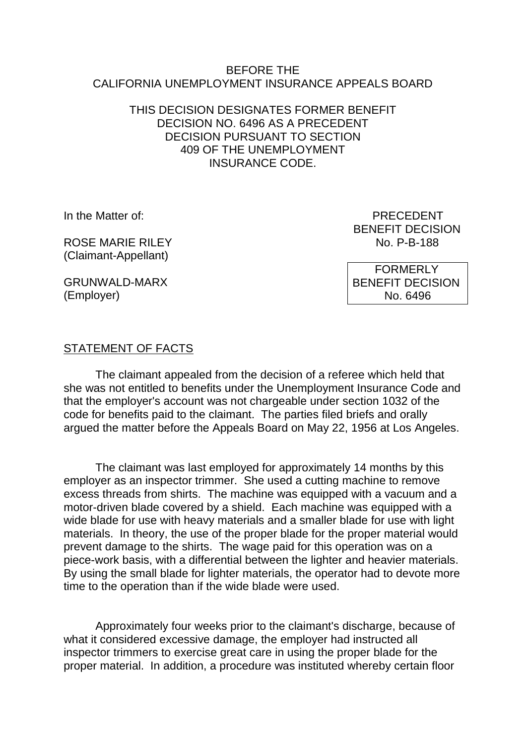BEFORE THE
CALIFORNIA UNEMPLOYMENT INSURANCE APPEALS BOARD

THIS DECISION DESIGNATES FORMER BENEFIT DECISION NO. 6496 AS A PRECEDENT DECISION PURSUANT TO SECTION 409 OF THE UNEMPLOYMENT INSURANCE CODE.

In the Matter of:

ROSE MARIE RILEY
(Claimant-Appellant)

GRUNWALD-MARX
(Employer)

PRECEDENT
BENEFIT DECISION
No. P-B-188

FORMERLY
BENEFIT DECISION
No. 6496

STATEMENT OF FACTS

The claimant appealed from the decision of a referee which held that she was not entitled to benefits under the Unemployment Insurance Code and that the employer's account was not chargeable under section 1032 of the code for benefits paid to the claimant. The parties filed briefs and orally argued the matter before the Appeals Board on May 22, 1956 at Los Angeles.

The claimant was last employed for approximately 14 months by this employer as an inspector trimmer. She used a cutting machine to remove excess threads from shirts. The machine was equipped with a vacuum and a motor-driven blade covered by a shield. Each machine was equipped with a wide blade for use with heavy materials and a smaller blade for use with light materials. In theory, the use of the proper blade for the proper material would prevent damage to the shirts. The wage paid for this operation was on a piece-work basis, with a differential between the lighter and heavier materials. By using the small blade for lighter materials, the operator had to devote more time to the operation than if the wide blade were used.

Approximately four weeks prior to the claimant's discharge, because of what it considered excessive damage, the employer had instructed all inspector trimmers to exercise great care in using the proper blade for the proper material. In addition, a procedure was instituted whereby certain floor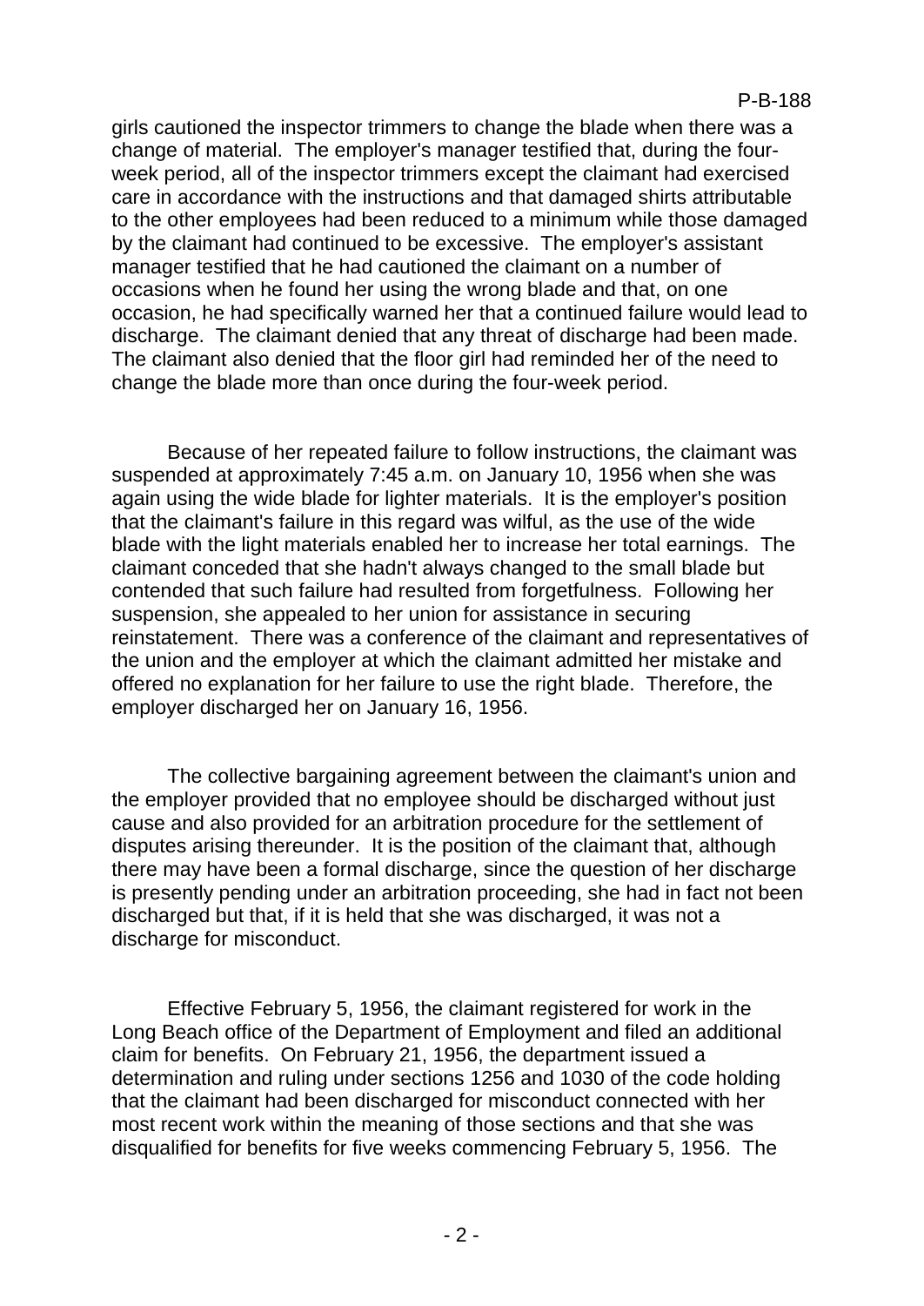girls cautioned the inspector trimmers to change the blade when there was a change of material. The employer's manager testified that, during the four-week period, all of the inspector trimmers except the claimant had exercised care in accordance with the instructions and that damaged shirts attributable to the other employees had been reduced to a minimum while those damaged by the claimant had continued to be excessive. The employer's assistant manager testified that he had cautioned the claimant on a number of occasions when he found her using the wrong blade and that, on one occasion, he had specifically warned her that a continued failure would lead to discharge. The claimant denied that any threat of discharge had been made. The claimant also denied that the floor girl had reminded her of the need to change the blade more than once during the four-week period.

Because of her repeated failure to follow instructions, the claimant was suspended at approximately 7:45 a.m. on January 10, 1956 when she was again using the wide blade for lighter materials. It is the employer's position that the claimant's failure in this regard was wilful, as the use of the wide blade with the light materials enabled her to increase her total earnings. The claimant conceded that she hadn't always changed to the small blade but contended that such failure had resulted from forgetfulness. Following her suspension, she appealed to her union for assistance in securing reinstatement. There was a conference of the claimant and representatives of the union and the employer at which the claimant admitted her mistake and offered no explanation for her failure to use the right blade. Therefore, the employer discharged her on January 16, 1956.

The collective bargaining agreement between the claimant's union and the employer provided that no employee should be discharged without just cause and also provided for an arbitration procedure for the settlement of disputes arising thereunder. It is the position of the claimant that, although there may have been a formal discharge, since the question of her discharge is presently pending under an arbitration proceeding, she had in fact not been discharged but that, if it is held that she was discharged, it was not a discharge for misconduct.

Effective February 5, 1956, the claimant registered for work in the Long Beach office of the Department of Employment and filed an additional claim for benefits. On February 21, 1956, the department issued a determination and ruling under sections 1256 and 1030 of the code holding that the claimant had been discharged for misconduct connected with her most recent work within the meaning of those sections and that she was disqualified for benefits for five weeks commencing February 5, 1956. The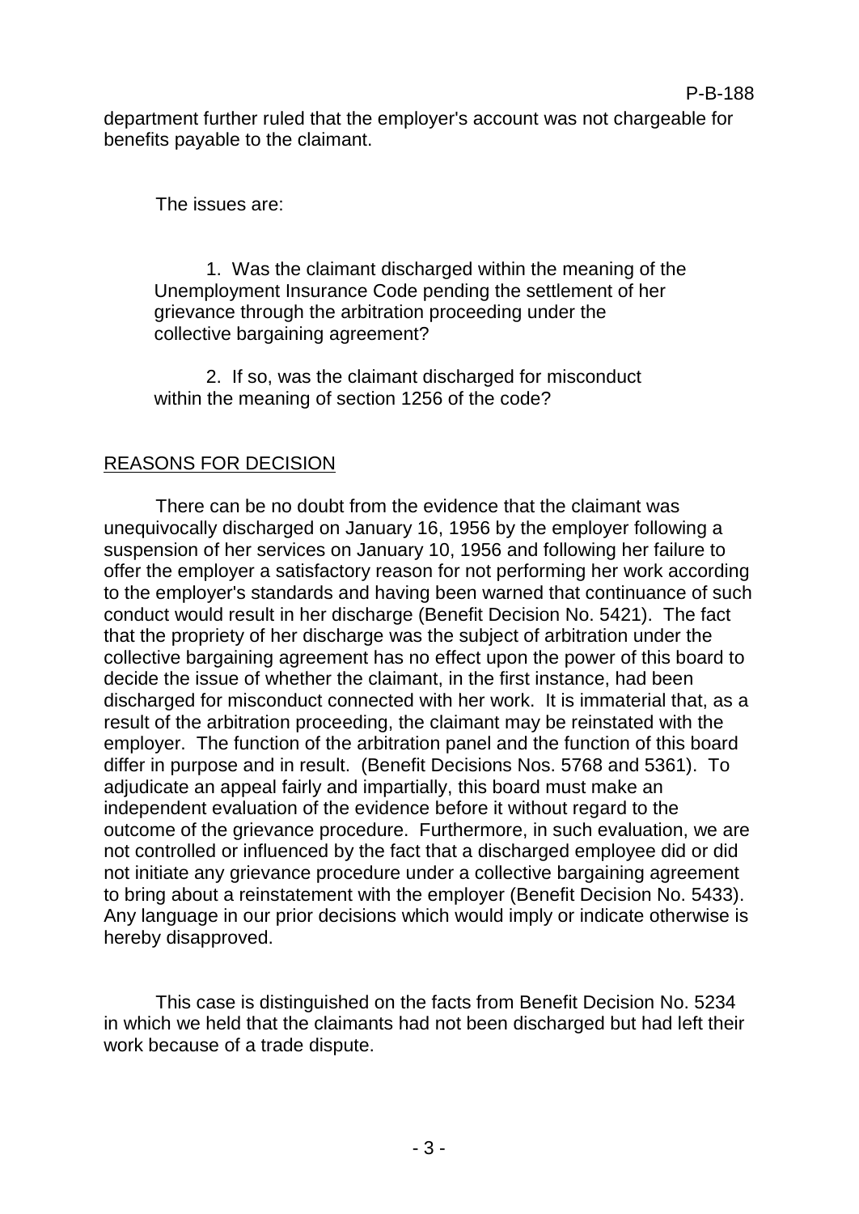department further ruled that the employer's account was not chargeable for benefits payable to the claimant.

The issues are:

1. Was the claimant discharged within the meaning of the Unemployment Insurance Code pending the settlement of her grievance through the arbitration proceeding under the collective bargaining agreement?

2. If so, was the claimant discharged for misconduct within the meaning of section 1256 of the code?

## REASONS FOR DECISION

There can be no doubt from the evidence that the claimant was unequivocally discharged on January 16, 1956 by the employer following a suspension of her services on January 10, 1956 and following her failure to offer the employer a satisfactory reason for not performing her work according to the employer's standards and having been warned that continuance of such conduct would result in her discharge (Benefit Decision No. 5421). The fact that the propriety of her discharge was the subject of arbitration under the collective bargaining agreement has no effect upon the power of this board to decide the issue of whether the claimant, in the first instance, had been discharged for misconduct connected with her work. It is immaterial that, as a result of the arbitration proceeding, the claimant may be reinstated with the employer. The function of the arbitration panel and the function of this board differ in purpose and in result. (Benefit Decisions Nos. 5768 and 5361). To adjudicate an appeal fairly and impartially, this board must make an independent evaluation of the evidence before it without regard to the outcome of the grievance procedure. Furthermore, in such evaluation, we are not controlled or influenced by the fact that a discharged employee did or did not initiate any grievance procedure under a collective bargaining agreement to bring about a reinstatement with the employer (Benefit Decision No. 5433). Any language in our prior decisions which would imply or indicate otherwise is hereby disapproved.

This case is distinguished on the facts from Benefit Decision No. 5234 in which we held that the claimants had not been discharged but had left their work because of a trade dispute.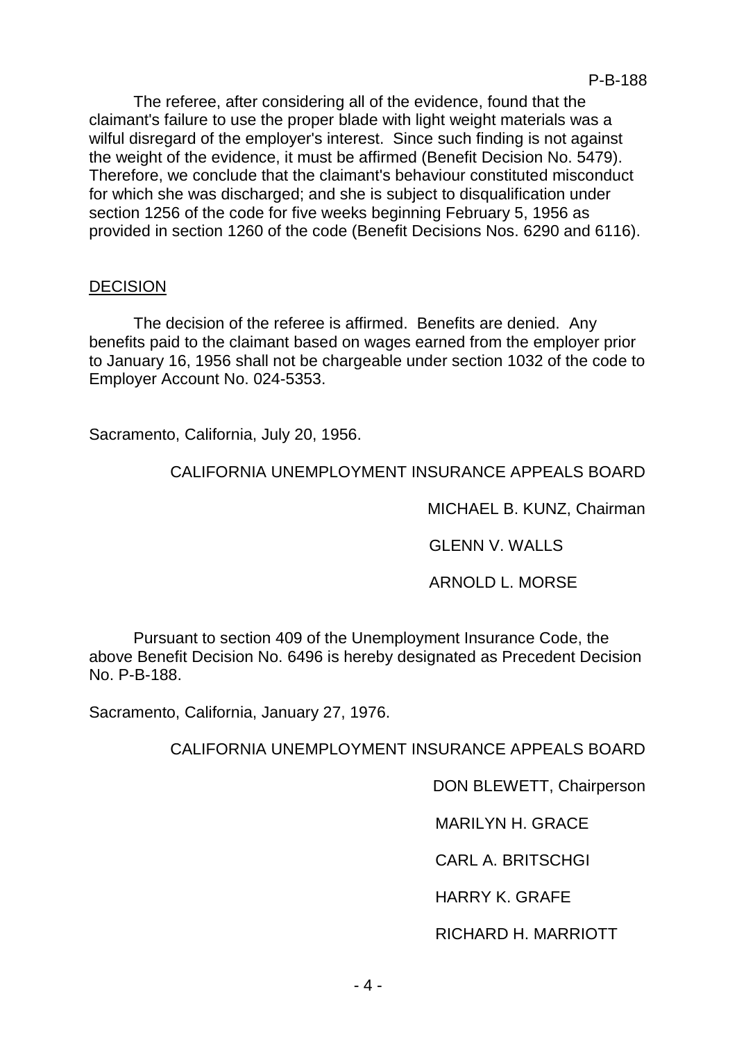The referee, after considering all of the evidence, found that the claimant's failure to use the proper blade with light weight materials was a wilful disregard of the employer's interest. Since such finding is not against the weight of the evidence, it must be affirmed (Benefit Decision No. 5479). Therefore, we conclude that the claimant's behaviour constituted misconduct for which she was discharged; and she is subject to disqualification under section 1256 of the code for five weeks beginning February 5, 1956 as provided in section 1260 of the code (Benefit Decisions Nos. 6290 and 6116).

## DECISION

The decision of the referee is affirmed. Benefits are denied. Any benefits paid to the claimant based on wages earned from the employer prior to January 16, 1956 shall not be chargeable under section 1032 of the code to Employer Account No. 024-5353.

Sacramento, California, July 20, 1956.

CALIFORNIA UNEMPLOYMENT INSURANCE APPEALS BOARD

MICHAEL B. KUNZ, Chairman

GLENN V. WALLS

ARNOLD L. MORSE

Pursuant to section 409 of the Unemployment Insurance Code, the above Benefit Decision No. 6496 is hereby designated as Precedent Decision No. P-B-188.

Sacramento, California, January 27, 1976.

CALIFORNIA UNEMPLOYMENT INSURANCE APPEALS BOARD

DON BLEWETT, Chairperson

MARILYN H. GRACE

CARL A. BRITSCHGI

HARRY K. GRAFE

RICHARD H. MARRIOTT